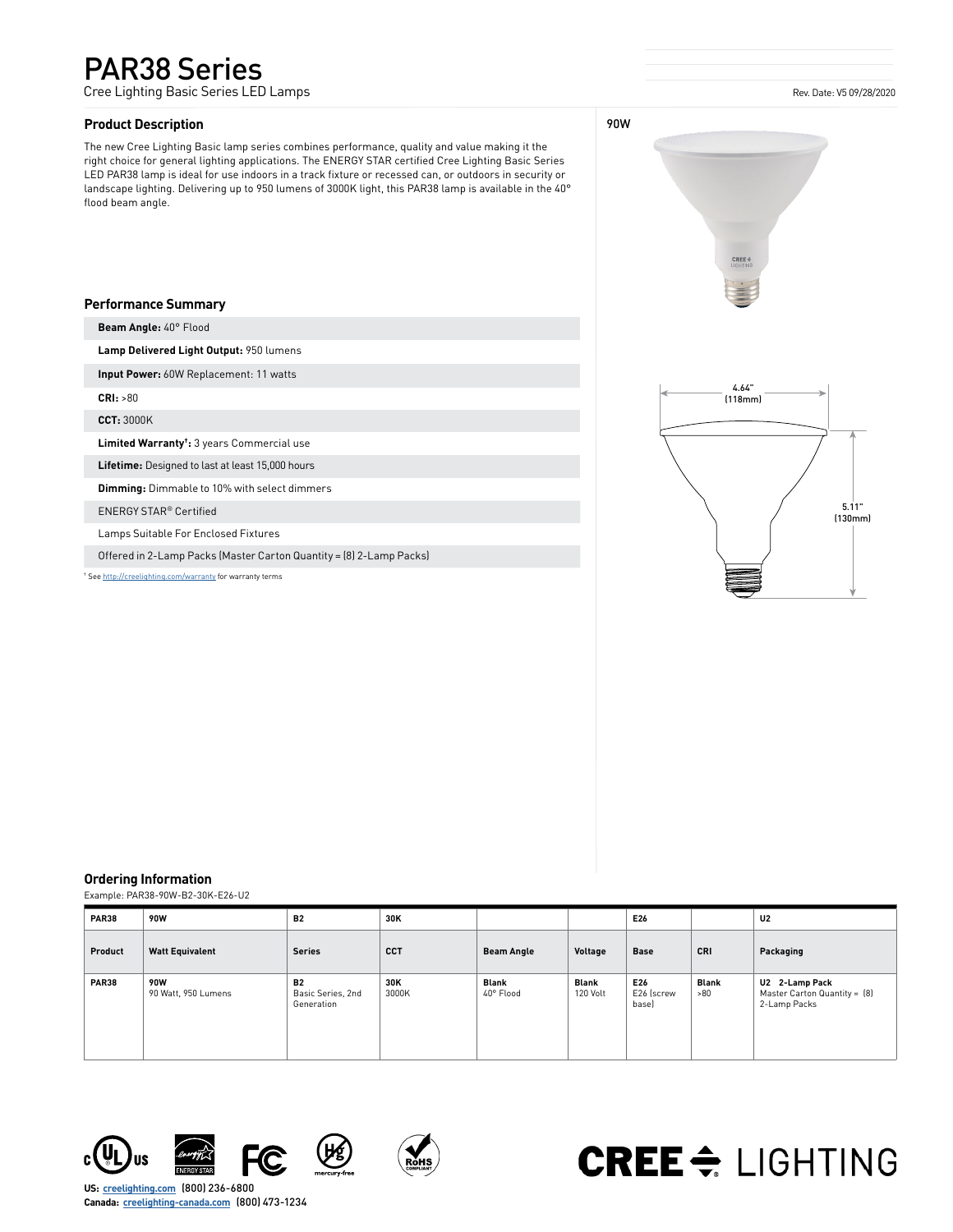# PAR38 Series

Cree Lighting Basic Series LED Lamps

Rev. Date: V5 09/28/2020

## Product Description

The new Cree Lighting Basic lamp series combines performance, quality and value making it the right choice for general lighting applications. The ENERGY STAR certified Cree Lighting Basic Series LED PAR38 lamp is ideal for use indoors in a track fixture or recessed can, or outdoors in security or landscape lighting. Delivering up to 950 lumens of 3000K light, this PAR38 lamp is available in the 40° flood beam angle.

90W

4.64" (118mm)

5.11" (130mm)

## Performance Summary

- **Beam Angle:** 40° Flood
- **Lamp Delivered Light Output:** 950 lumens
- **Input Power:** 60W Replacement: 11 watts
- **CRI:** >80
- **CCT:** 3000K
- **Limited Warranty†:** 3 years Commercial use
- **Lifetime:** Designed to last at least 15,000 hours
- **Dimming:** Dimmable to 10% with select dimmers
- ENERGY STAR® Certified
- Lamps Suitable For Enclosed Fixtures
- Offered in 2-Lamp Packs (Master Carton Quantity = (8) 2-Lamp Packs)

† See http://creelighting.com/warranty for warranty terms

## Ordering Information

Example: PAR38-90W-B2-30K-E26-U2

| PAR38 | 90W | B2 | 30K | | | E26 | | U2 |
|---|---|---|---|---|---|---|---|---|
| **Product** | **Watt Equivalent** | **Series** | **CCT** | **Beam Angle** | **Voltage** | **Base** | **CRI** | **Packaging** |
| **PAR38** | **90W** 90 Watt, 950 Lumens | **B2** Basic Series, 2nd Generation | **30K** 3000K | **Blank** 40° Flood | **Blank** 120 Volt | **E26** E26 (screw base) | **Blank** >80 | **U2 2-Lamp Pack** Master Carton Quantity = (8) 2-Lamp Packs |

**US:** creelighting.com (800) 236-6800
**Canada:** creelighting-canada.com (800) 473-1234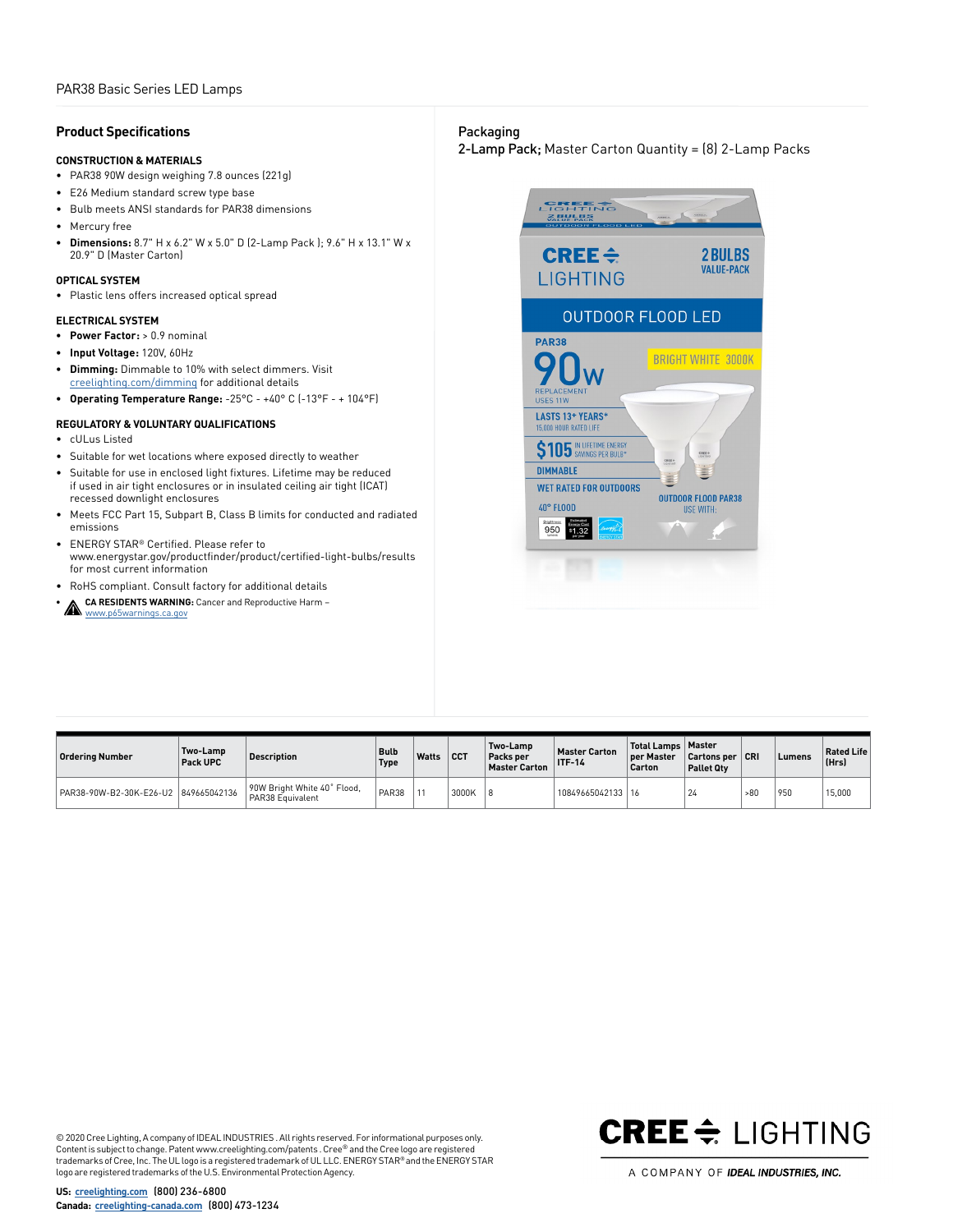## Product Specifications

### CONSTRUCTION & MATERIALS

- PAR38 90W design weighing 7.8 ounces (221g)
- E26 Medium standard screw type base
- Bulb meets ANSI standards for PAR38 dimensions
- Mercury free
- **Dimensions:** 8.7" H x 6.2" W x 5.0" D (2-Lamp Pack ); 9.6" H x 13.1" W x 20.9" D (Master Carton)

### OPTICAL SYSTEM

- Plastic lens offers increased optical spread

### ELECTRICAL SYSTEM

- **Power Factor:** > 0.9 nominal
- **Input Voltage:** 120V, 60Hz
- **Dimming:** Dimmable to 10% with select dimmers. Visit creelighting.com/dimming for additional details
- **Operating Temperature Range:** -25°C - +40° C (-13°F - + 104°F)

### REGULATORY & VOLUNTARY QUALIFICATIONS

- cULus Listed
- Suitable for wet locations where exposed directly to weather
- Suitable for use in enclosed light fixtures. Lifetime may be reduced if used in air tight enclosures or in insulated ceiling air tight (ICAT) recessed downlight enclosures
- Meets FCC Part 15, Subpart B, Class B limits for conducted and radiated emissions
- ENERGY STAR® Certified. Please refer to www.energystar.gov/productfinder/product/certified-light-bulbs/results for most current information
- RoHS compliant. Consult factory for additional details
- **CA RESIDENTS WARNING:** Cancer and Reproductive Harm – www.p65warnings.ca.gov

## Packaging

2-Lamp Pack; Master Carton Quantity = (8) 2-Lamp Packs

| Ordering Number | Two-Lamp Pack UPC | Description | Bulb Type | Watts | CCT | Two-Lamp Packs per Master Carton | Master Carton ITF-14 | Total Lamps per Master Carton | Master Cartons per Pallet Qty | CRI | Lumens | Rated Life (Hrs) |
|---|---|---|---|---|---|---|---|---|---|---|---|---|
| PAR38-90W-B2-30K-E26-U2 | 849665042136 | 90W Bright White 40˚ Flood, PAR38 Equivalent | PAR38 | 11 | 3000K | 8 | 10849665042133 | 16 | 24 | >80 | 950 | 15,000 |

© 2020 Cree Lighting, A company of IDEAL INDUSTRIES . All rights reserved. For informational purposes only. Content is subject to change. Patent www.creelighting.com/patents . Cree® and the Cree logo are registered trademarks of Cree, Inc. The UL logo is a registered trademark of UL LLC. ENERGY STAR® and the ENERGY STAR logo are registered trademarks of the U.S. Environmental Protection Agency.

**US:** creelighting.com (800) 236-6800
**Canada:** creelighting-canada.com (800) 473-1234

CREE LIGHTING
A COMPANY OF *IDEAL INDUSTRIES, INC.*